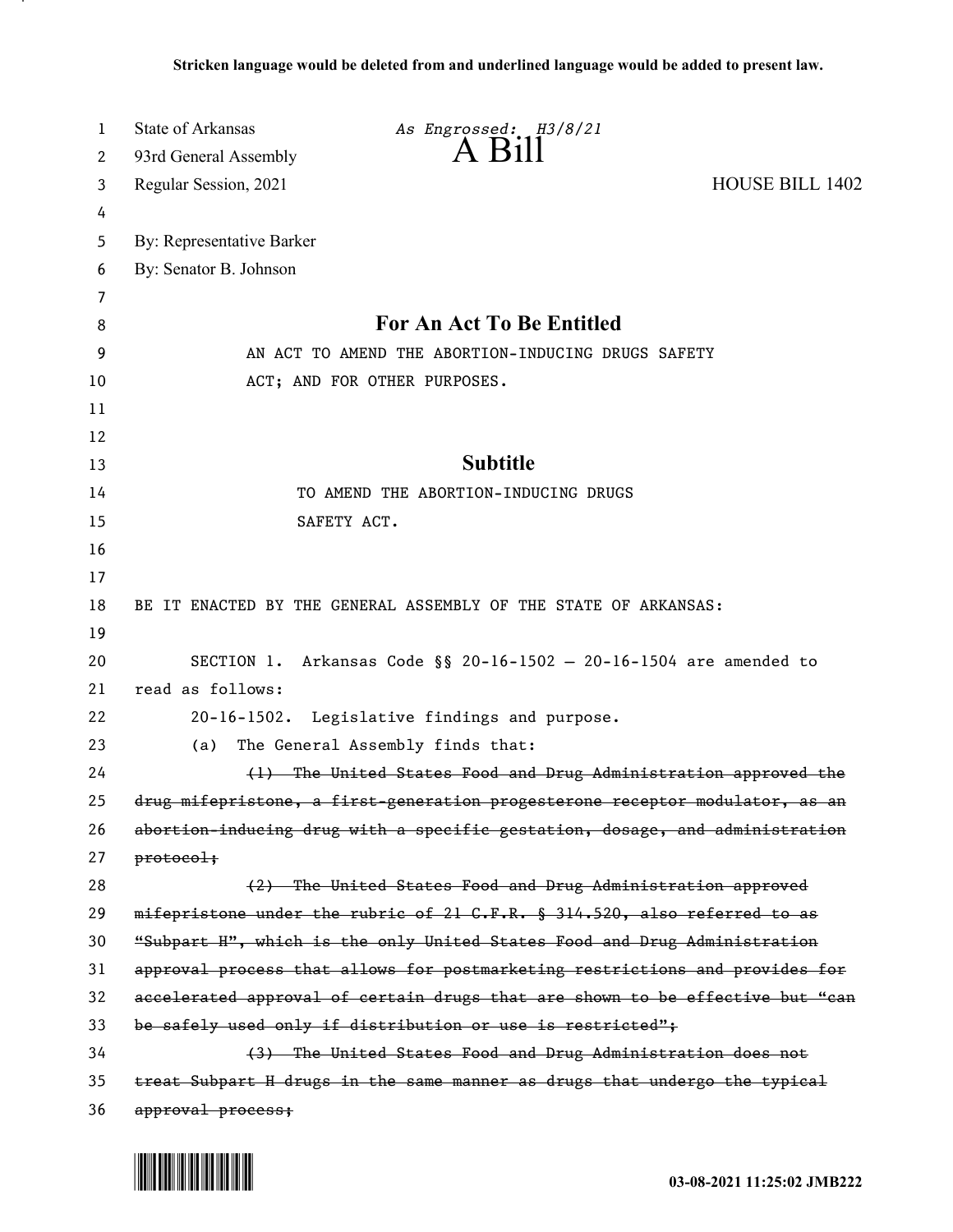**Stricken language would be deleted from and underlined language would be added to present law.**

State of Arabkansas *As Engrossed: H3/8/21*

93rd General Assembly

# A Bill

Regular Session, 2021 HOUSE BILL 1402

By: Representative Barker

By: Senator B. Johnson

## For An Act To Be Entitled

AN ACT TO AMEND THE ABORTION-INDUCING DRUGS SAFETY ACT; AND FOR OTHER PURPOSES.

## Subtitle

TO AMEND THE ABORTION-INDUCING DRUGS SAFETY ACT.

BE IT ENACTED BY THE GENERAL ASSEMBLY OF THE STATE OF ARKANSAS:

SECTION 1. Arkansas Code §§ 20-16-1502 — 20-16-1504 are amended to read as follows:

20-16-1502. Legislative findings and purpose.

(a) The General Assembly finds that:

~~(1) The United States Food and Drug Administration approved the drug mifepristone, a first-generation progesterone receptor modulator, as an abortion-inducing drug with a specific gestation, dosage, and administration protocol;~~

~~(2) The United States Food and Drug Administration approved mifepristone under the rubric of 21 C.F.R. § 314.520, also referred to as "Subpart H", which is the only United States Food and Drug Administration approval process that allows for postmarketing restrictions and provides for accelerated approval of certain drugs that are shown to be effective but "can be safely used only if distribution or use is restricted";~~

~~(3) The United States Food and Drug Administration does not treat Subpart H drugs in the same manner as drugs that undergo the typical approval process;~~

03-08-2021 11:25:02 JMB222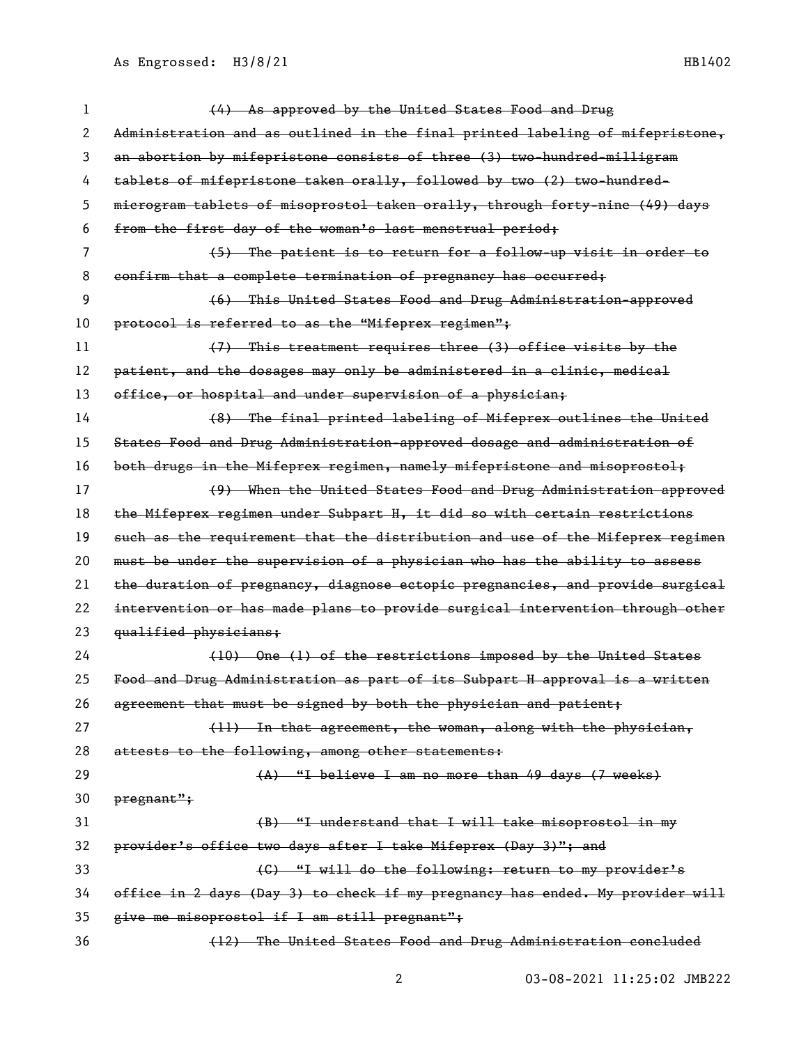~~(4) As approved by the United States Food and Drug Administration and as outlined in the final printed labeling of mifepristone, an abortion by mifepristone consists of three (3) two-hundred-milligram tablets of mifepristone taken orally, followed by two (2) two-hundred-microgram tablets of misoprostol taken orally, through forty-nine (49) days from the first day of the woman's last menstrual period;~~

~~(5) The patient is to return for a follow-up visit in order to confirm that a complete termination of pregnancy has occurred;~~

~~(6) This United States Food and Drug Administration-approved protocol is referred to as the "Mifeprex regimen";~~

~~(7) This treatment requires three (3) office visits by the patient, and the dosages may only be administered in a clinic, medical office, or hospital and under supervision of a physician;~~

~~(8) The final printed labeling of Mifeprex outlines the United States Food and Drug Administration-approved dosage and administration of both drugs in the Mifeprex regimen, namely mifepristone and misoprostol;~~

~~(9) When the United States Food and Drug Administration approved the Mifeprex regimen under Subpart H, it did so with certain restrictions such as the requirement that the distribution and use of the Mifeprex regimen must be under the supervision of a physician who has the ability to assess the duration of pregnancy, diagnose ectopic pregnancies, and provide surgical intervention or has made plans to provide surgical intervention through other qualified physicians;~~

~~(10) One (1) of the restrictions imposed by the United States Food and Drug Administration as part of its Subpart H approval is a written agreement that must be signed by both the physician and patient;~~

~~(11) In that agreement, the woman, along with the physician, attests to the following, among other statements:~~

~~(A) "I believe I am no more than 49 days (7 weeks) pregnant";~~

~~(B) "I understand that I will take misoprostol in my provider's office two days after I take Mifeprex (Day 3)"; and~~

~~(C) "I will do the following: return to my provider's office in 2 days (Day 3) to check if my pregnancy has ended. My provider will give me misoprostol if I am still pregnant";~~

~~(12) The United States Food and Drug Administration concluded~~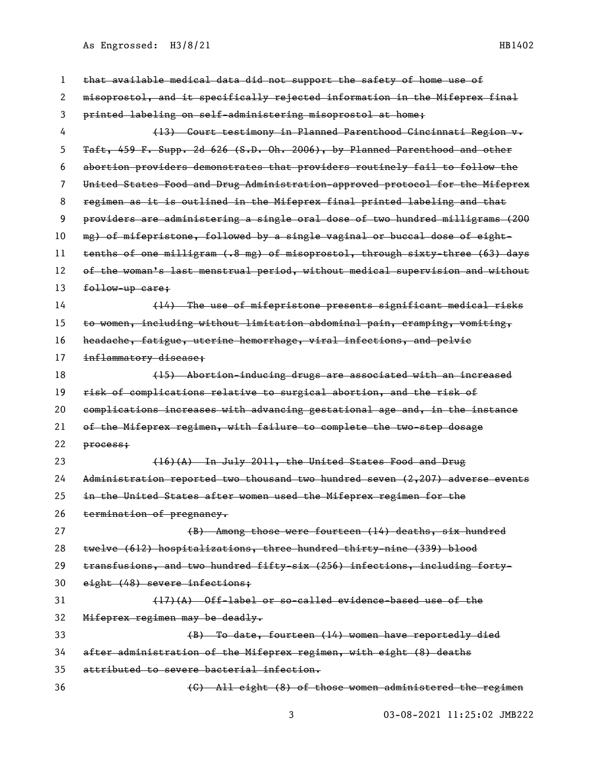~~that available medical data did not support the safety of home use of misoprostol, and it specifically rejected information in the Mifeprex final printed labeling on self-administering misoprostol at home;~~

~~(13) Court testimony in Planned Parenthood Cincinnati Region v. Taft, 459 F. Supp. 2d 626 (S.D. Oh. 2006), by Planned Parenthood and other abortion providers demonstrates that providers routinely fail to follow the United States Food and Drug Administration-approved protocol for the Mifeprex regimen as it is outlined in the Mifeprex final printed labeling and that providers are administering a single oral dose of two hundred milligrams (200 mg) of mifepristone, followed by a single vaginal or buccal dose of eight-tenths of one milligram (.8 mg) of misoprostol, through sixty-three (63) days of the woman's last menstrual period, without medical supervision and without follow-up care;~~

~~(14) The use of mifepristone presents significant medical risks to women, including without limitation abdominal pain, cramping, vomiting, headache, fatigue, uterine hemorrhage, viral infections, and pelvic inflammatory disease;~~

~~(15) Abortion-inducing drugs are associated with an increased risk of complications relative to surgical abortion, and the risk of complications increases with advancing gestational age and, in the instance of the Mifeprex regimen, with failure to complete the two-step dosage process;~~

~~(16)(A) In July 2011, the United States Food and Drug Administration reported two thousand two hundred seven (2,207) adverse events in the United States after women used the Mifeprex regimen for the termination of pregnancy.~~

~~(B) Among those were fourteen (14) deaths, six hundred twelve (612) hospitalizations, three hundred thirty-nine (339) blood transfusions, and two hundred fifty-six (256) infections, including forty-eight (48) severe infections;~~

~~(17)(A) Off-label or so-called evidence-based use of the Mifeprex regimen may be deadly.~~

~~(B) To date, fourteen (14) women have reportedly died after administration of the Mifeprex regimen, with eight (8) deaths attributed to severe bacterial infection.~~

~~(C) All eight (8) of those women administered the regimen~~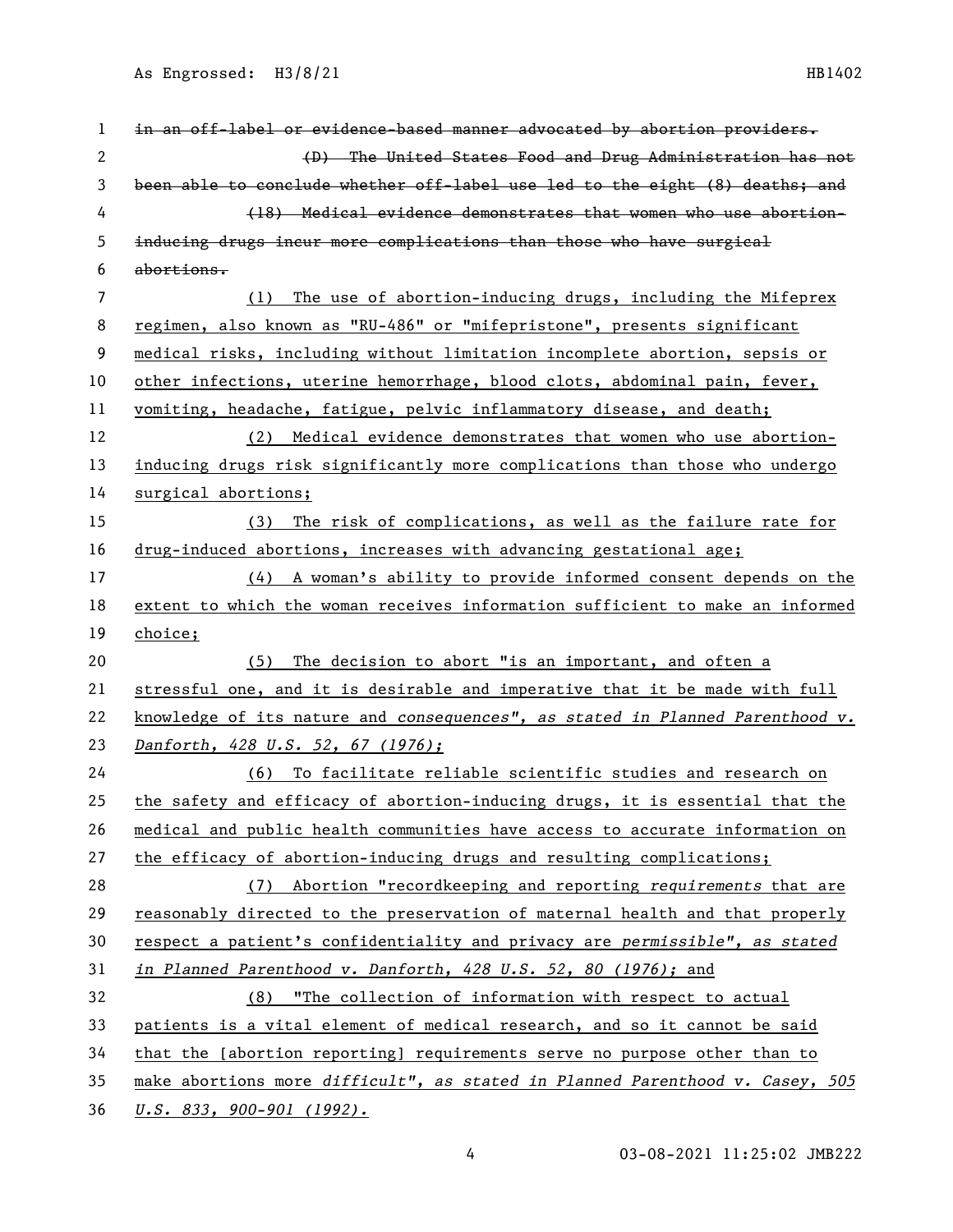~~in an off-label or evidence-based manner advocated by abortion providers.~~

~~(D) The United States Food and Drug Administration has not been able to conclude whether off-label use led to the eight (8) deaths; and~~

~~(18) Medical evidence demonstrates that women who use abortion-inducing drugs incur more complications than those who have surgical abortions.~~

(1) The use of abortion-inducing drugs, including the Mifeprex regimen, also known as "RU-486" or "mifepristone", presents significant medical risks, including without limitation incomplete abortion, sepsis or other infections, uterine hemorrhage, blood clots, abdominal pain, fever, vomiting, headache, fatigue, pelvic inflammatory disease, and death;

(2) Medical evidence demonstrates that women who use abortion-inducing drugs risk significantly more complications than those who undergo surgical abortions;

(3) The risk of complications, as well as the failure rate for drug-induced abortions, increases with advancing gestational age;

(4) A woman's ability to provide informed consent depends on the extent to which the woman receives information sufficient to make an informed choice;

(5) The decision to abort "is an important, and often a stressful one, and it is desirable and imperative that it be made with full knowledge of its nature and *consequences", as stated in Planned Parenthood v. Danforth, 428 U.S. 52, 67 (1976);*

(6) To facilitate reliable scientific studies and research on the safety and efficacy of abortion-inducing drugs, it is essential that the medical and public health communities have access to accurate information on the efficacy of abortion-inducing drugs and resulting complications;

(7) Abortion "recordkeeping and reporting *requirements* that are reasonably directed to the preservation of maternal health and that properly respect a patient's confidentiality and privacy are *permissible", as stated in Planned Parenthood v. Danforth, 428 U.S. 52, 80 (1976);* and

(8) "The collection of information with respect to actual patients is a vital element of medical research, and so it cannot be said that the [abortion reporting] requirements serve no purpose other than to make abortions more *difficult", as stated in Planned Parenthood v. Casey, 505 U.S. 833, 900-901 (1992).*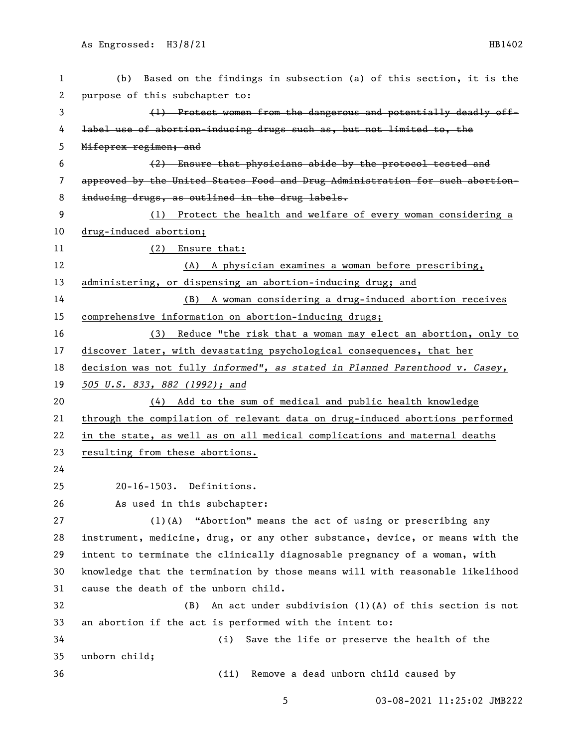(b) Based on the findings in subsection (a) of this section, it is the purpose of this subchapter to:

~~(1) Protect women from the dangerous and potentially deadly off-label use of abortion-inducing drugs such as, but not limited to, the Mifeprex regimen; and~~

~~(2) Ensure that physicians abide by the protocol tested and approved by the United States Food and Drug Administration for such abortion-inducing drugs, as outlined in the drug labels.~~

<u>(1) Protect the health and welfare of every woman considering a drug-induced abortion;</u>

<u>(2) Ensure that:</u>

<u>(A) A physician examines a woman before prescribing, administering, or dispensing an abortion-inducing drug; and</u>

<u>(B) A woman considering a drug-induced abortion receives comprehensive information on abortion-inducing drugs;</u>

<u>(3) Reduce "the risk that a woman may elect an abortion, only to discover later, with devastating psychological consequences, that her decision was not fully informed", as stated in *Planned Parenthood v. Casey, 505 U.S. 833, 882 (1992)*; and</u>

<u>(4) Add to the sum of medical and public health knowledge through the compilation of relevant data on drug-induced abortions performed in the state, as well as on all medical complications and maternal deaths resulting from these abortions.</u>

20-16-1503. Definitions.

As used in this subchapter:

(1)(A) "Abortion" means the act of using or prescribing any instrument, medicine, drug, or any other substance, device, or means with the intent to terminate the clinically diagnosable pregnancy of a woman, with knowledge that the termination by those means will with reasonable likelihood cause the death of the unborn child.

(B) An act under subdivision (1)(A) of this section is not an abortion if the act is performed with the intent to:

(i) Save the life or preserve the health of the unborn child;

(ii) Remove a dead unborn child caused by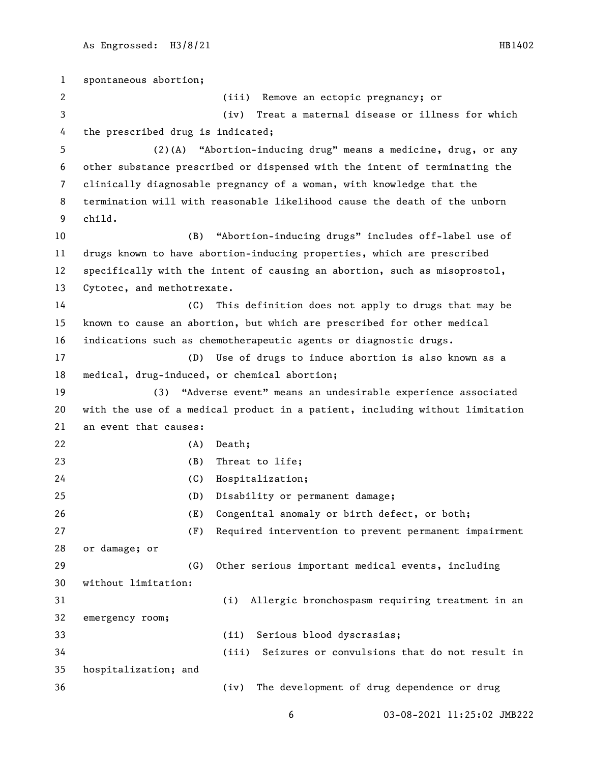spontaneous abortion;

(iii) Remove an ectopic pregnancy; or

(iv) Treat a maternal disease or illness for which the prescribed drug is indicated;

(2)(A) "Abortion-inducing drug" means a medicine, drug, or any other substance prescribed or dispensed with the intent of terminating the clinically diagnosable pregnancy of a woman, with knowledge that the termination will with reasonable likelihood cause the death of the unborn child.

(B) "Abortion-inducing drugs" includes off-label use of drugs known to have abortion-inducing properties, which are prescribed specifically with the intent of causing an abortion, such as misoprostol, Cytotec, and methotrexate.

(C) This definition does not apply to drugs that may be known to cause an abortion, but which are prescribed for other medical indications such as chemotherapeutic agents or diagnostic drugs.

(D) Use of drugs to induce abortion is also known as a medical, drug-induced, or chemical abortion;

(3) "Adverse event" means an undesirable experience associated with the use of a medical product in a patient, including without limitation an event that causes:

(A) Death;

(B) Threat to life;

(C) Hospitalization;

(D) Disability or permanent damage;

(E) Congenital anomaly or birth defect, or both;

(F) Required intervention to prevent permanent impairment or damage; or

(G) Other serious important medical events, including without limitation:

(i) Allergic bronchospasm requiring treatment in an emergency room;

(ii) Serious blood dyscrasias;

(iii) Seizures or convulsions that do not result in hospitalization; and

(iv) The development of drug dependence or drug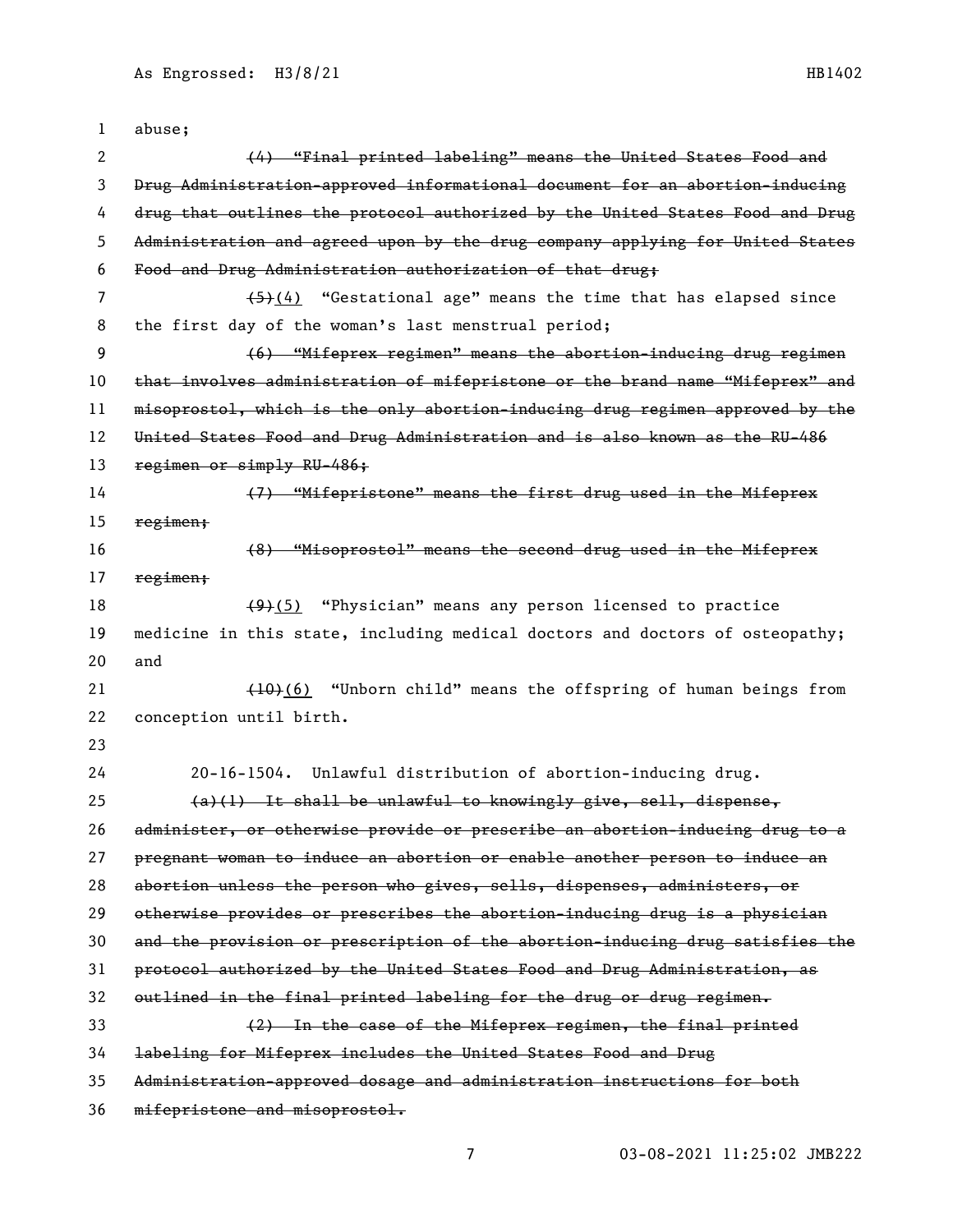abuse;

~~(4) "Final printed labeling" means the United States Food and Drug Administration-approved informational document for an abortion-inducing drug that outlines the protocol authorized by the United States Food and Drug Administration and agreed upon by the drug company applying for United States Food and Drug Administration authorization of that drug;~~

~~(5)~~(4) "Gestational age" means the time that has elapsed since the first day of the woman's last menstrual period;

~~(6) "Mifeprex regimen" means the abortion-inducing drug regimen that involves administration of mifepristone or the brand name "Mifeprex" and misoprostol, which is the only abortion-inducing drug regimen approved by the United States Food and Drug Administration and is also known as the RU-486 regimen or simply RU-486;~~

~~(7) "Mifepristone" means the first drug used in the Mifeprex regimen;~~

~~(8) "Misoprostol" means the second drug used in the Mifeprex regimen;~~

~~(9)~~(5) "Physician" means any person licensed to practice medicine in this state, including medical doctors and doctors of osteopathy; and

~~(10)~~(6) "Unborn child" means the offspring of human beings from conception until birth.

20-16-1504. Unlawful distribution of abortion-inducing drug.

~~(a)(1) It shall be unlawful to knowingly give, sell, dispense, administer, or otherwise provide or prescribe an abortion-inducing drug to a pregnant woman to induce an abortion or enable another person to induce an abortion unless the person who gives, sells, dispenses, administers, or otherwise provides or prescribes the abortion-inducing drug is a physician and the provision or prescription of the abortion-inducing drug satisfies the protocol authorized by the United States Food and Drug Administration, as outlined in the final printed labeling for the drug or drug regimen.~~

~~(2) In the case of the Mifeprex regimen, the final printed labeling for Mifeprex includes the United States Food and Drug Administration-approved dosage and administration instructions for both mifepristone and misoprostol.~~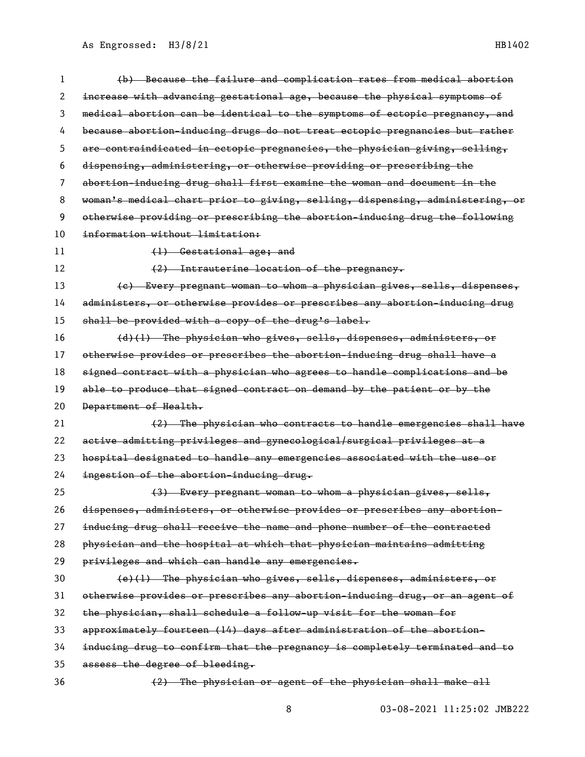~~(b) Because the failure and complication rates from medical abortion increase with advancing gestational age, because the physical symptoms of medical abortion can be identical to the symptoms of ectopic pregnancy, and because abortion-inducing drugs do not treat ectopic pregnancies but rather are contraindicated in ectopic pregnancies, the physician giving, selling, dispensing, administering, or otherwise providing or prescribing the abortion-inducing drug shall first examine the woman and document in the woman's medical chart prior to giving, selling, dispensing, administering, or otherwise providing or prescribing the abortion-inducing drug the following information without limitation:~~

~~(1) Gestational age; and~~

~~(2) Intrauterine location of the pregnancy.~~

~~(c) Every pregnant woman to whom a physician gives, sells, dispenses, administers, or otherwise provides or prescribes any abortion-inducing drug shall be provided with a copy of the drug's label.~~

~~(d)(1) The physician who gives, sells, dispenses, administers, or otherwise provides or prescribes the abortion-inducing drug shall have a signed contract with a physician who agrees to handle complications and be able to produce that signed contract on demand by the patient or by the Department of Health.~~

~~(2) The physician who contracts to handle emergencies shall have active admitting privileges and gynecological/surgical privileges at a hospital designated to handle any emergencies associated with the use or ingestion of the abortion-inducing drug.~~

~~(3) Every pregnant woman to whom a physician gives, sells, dispenses, administers, or otherwise provides or prescribes any abortion-inducing drug shall receive the name and phone number of the contracted physician and the hospital at which that physician maintains admitting privileges and which can handle any emergencies.~~

~~(e)(1) The physician who gives, sells, dispenses, administers, or otherwise provides or prescribes any abortion-inducing drug, or an agent of the physician, shall schedule a follow-up visit for the woman for approximately fourteen (14) days after administration of the abortion-inducing drug to confirm that the pregnancy is completely terminated and to assess the degree of bleeding.~~

~~(2) The physician or agent of the physician shall make all~~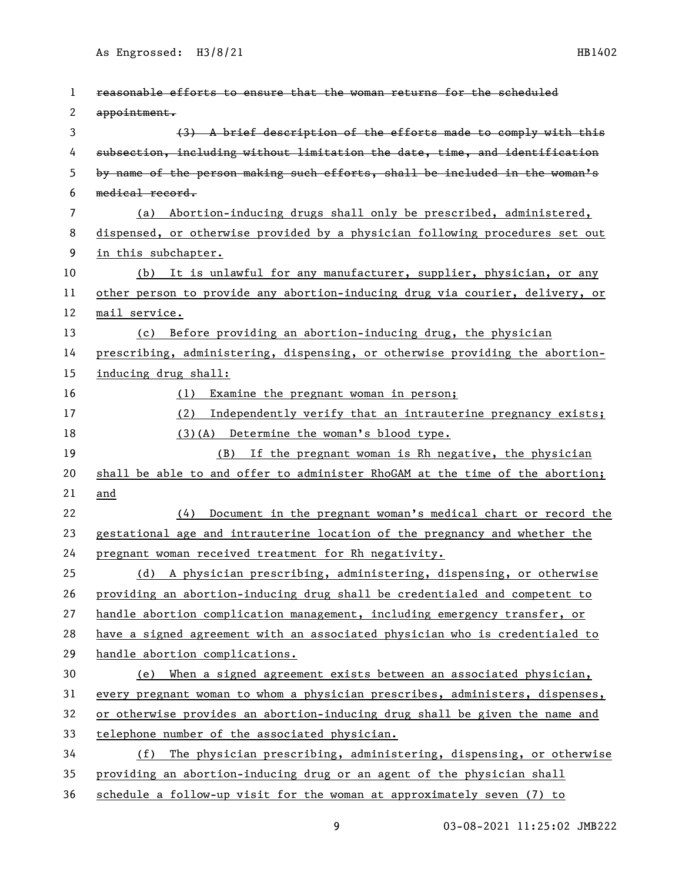~~reasonable efforts to ensure that the woman returns for the scheduled appointment.~~

~~(3) A brief description of the efforts made to comply with this subsection, including without limitation the date, time, and identification by name of the person making such efforts, shall be included in the woman's medical record.~~

<u>(a) Abortion-inducing drugs shall only be prescribed, administered, dispensed, or otherwise provided by a physician following procedures set out in this subchapter.</u>

<u>(b) It is unlawful for any manufacturer, supplier, physician, or any other person to provide any abortion-inducing drug via courier, delivery, or mail service.</u>

<u>(c) Before providing an abortion-inducing drug, the physician prescribing, administering, dispensing, or otherwise providing the abortion-inducing drug shall:</u>

<u>(1) Examine the pregnant woman in person;</u>

<u>(2) Independently verify that an intrauterine pregnancy exists;</u>

<u>(3)(A) Determine the woman's blood type.</u>

<u>(B) If the pregnant woman is Rh negative, the physician shall be able to and offer to administer RhoGAM at the time of the abortion; and</u>

<u>(4) Document in the pregnant woman's medical chart or record the gestational age and intrauterine location of the pregnancy and whether the pregnant woman received treatment for Rh negativity.</u>

<u>(d) A physician prescribing, administering, dispensing, or otherwise providing an abortion-inducing drug shall be credentialed and competent to handle abortion complication management, including emergency transfer, or have a signed agreement with an associated physician who is credentialed to handle abortion complications.</u>

<u>(e) When a signed agreement exists between an associated physician, every pregnant woman to whom a physician prescribes, administers, dispenses, or otherwise provides an abortion-inducing drug shall be given the name and telephone number of the associated physician.</u>

<u>(f) The physician prescribing, administering, dispensing, or otherwise providing an abortion-inducing drug or an agent of the physician shall schedule a follow-up visit for the woman at approximately seven (7) to</u>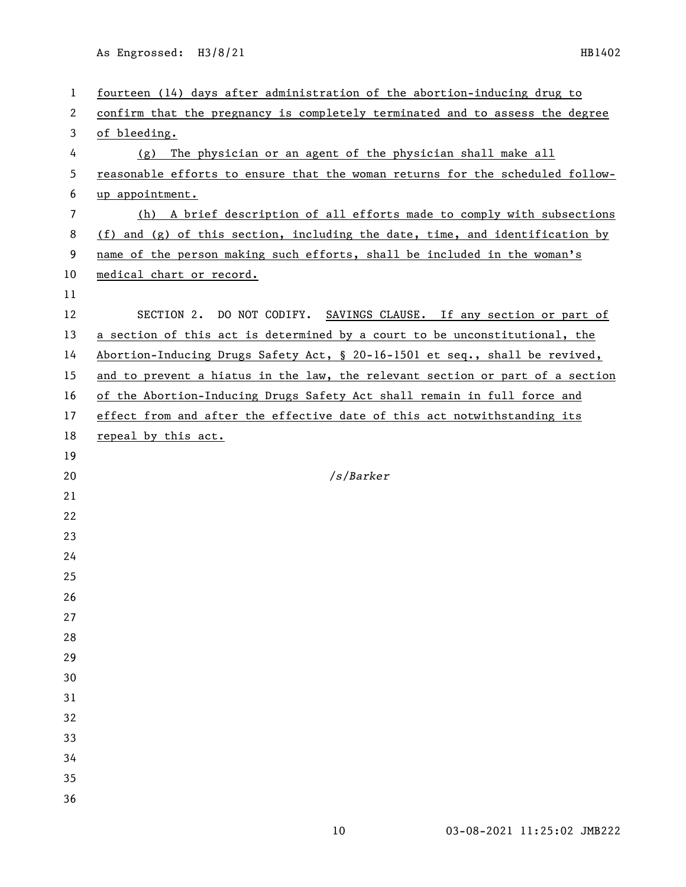fourteen (14) days after administration of the abortion-inducing drug to confirm that the pregnancy is completely terminated and to assess the degree of bleeding.

(g) The physician or an agent of the physician shall make all reasonable efforts to ensure that the woman returns for the scheduled follow-up appointment.

(h) A brief description of all efforts made to comply with subsections (f) and (g) of this section, including the date, time, and identification by name of the person making such efforts, shall be included in the woman's medical chart or record.

SECTION 2. DO NOT CODIFY. SAVINGS CLAUSE. If any section or part of a section of this act is determined by a court to be unconstitutional, the Abortion-Inducing Drugs Safety Act, § 20-16-1501 et seq., shall be revived, and to prevent a hiatus in the law, the relevant section or part of a section of the Abortion-Inducing Drugs Safety Act shall remain in full force and effect from and after the effective date of this act notwithstanding its repeal by this act.

*/s/Barker*